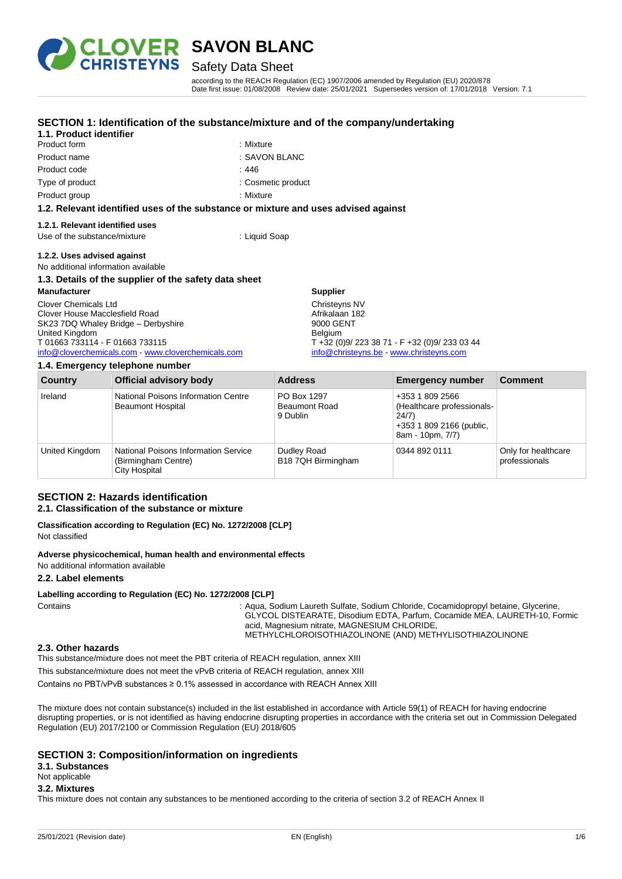# SAVON BLANC

## Safety Data Sheet

according to the REACH Regulation (EC) 1907/2006 amended by Regulation (EU) 2020/878
Date first issue: 01/08/2008 Review date: 25/01/2021 Supersedes version of: 17/01/2018 Version: 7.1

## SECTION 1: Identification of the substance/mixture and of the company/undertaking

### 1.1. Product identifier

Product form : Mixture

Product name : SAVON BLANC

Product code : 446

Type of product : Cosmetic product

Product group : Mixture

### 1.2. Relevant identified uses of the substance or mixture and uses advised against

#### 1.2.1. Relevant identified uses

Use of the substance/mixture : Liquid Soap

#### 1.2.2. Uses advised against

No additional information available

### 1.3. Details of the supplier of the safety data sheet

**Manufacturer**

Clover Chemicals Ltd
Clover House Macclesfield Road
SK23 7DQ Whaley Bridge – Derbyshire
United Kingdom
T 01663 733114 - F 01663 733115
info@cloverchemicals.com - www.cloverchemicals.com

**Supplier**

Christeyns NV
Afrikalaan 182
9000 GENT
Belgium
T +32 (0)9/ 223 38 71 - F +32 (0)9/ 233 03 44
info@christeyns.be - www.christeyns.com

### 1.4. Emergency telephone number

| Country | Official advisory body | Address | Emergency number | Comment |
|---|---|---|---|---|
| Ireland | National Poisons Information Centre Beaumont Hospital | PO Box 1297 Beaumont Road 9 Dublin | +353 1 809 2566 (Healthcare professionals-24/7) +353 1 809 2166 (public, 8am - 10pm, 7/7) | |
| United Kingdom | National Poisons Information Service (Birmingham Centre) City Hospital | Dudley Road B18 7QH Birmingham | 0344 892 0111 | Only for healthcare professionals |

## SECTION 2: Hazards identification

### 2.1. Classification of the substance or mixture

**Classification according to Regulation (EC) No. 1272/2008 [CLP]**

Not classified

**Adverse physicochemical, human health and environmental effects**

No additional information available

### 2.2. Label elements

**Labelling according to Regulation (EC) No. 1272/2008 [CLP]**

Contains : Aqua, Sodium Laureth Sulfate, Sodium Chloride, Cocamidopropyl betaine, Glycerine, GLYCOL DISTEARATE, Disodium EDTA, Parfum, Cocamide MEA, LAURETH-10, Formic acid, Magnesium nitrate, MAGNESIUM CHLORIDE, METHYLCHLOROISOTHIAZOLINONE (AND) METHYLISOTHIAZOLINONE

### 2.3. Other hazards

This substance/mixture does not meet the PBT criteria of REACH regulation, annex XIII

This substance/mixture does not meet the vPvB criteria of REACH regulation, annex XIII

Contains no PBT/vPvB substances ≥ 0.1% assessed in accordance with REACH Annex XIII

The mixture does not contain substance(s) included in the list established in accordance with Article 59(1) of REACH for having endocrine disrupting properties, or is not identified as having endocrine disrupting properties in accordance with the criteria set out in Commission Delegated Regulation (EU) 2017/2100 or Commission Regulation (EU) 2018/605

## SECTION 3: Composition/information on ingredients

### 3.1. Substances

Not applicable

### 3.2. Mixtures

This mixture does not contain any substances to be mentioned according to the criteria of section 3.2 of REACH Annex II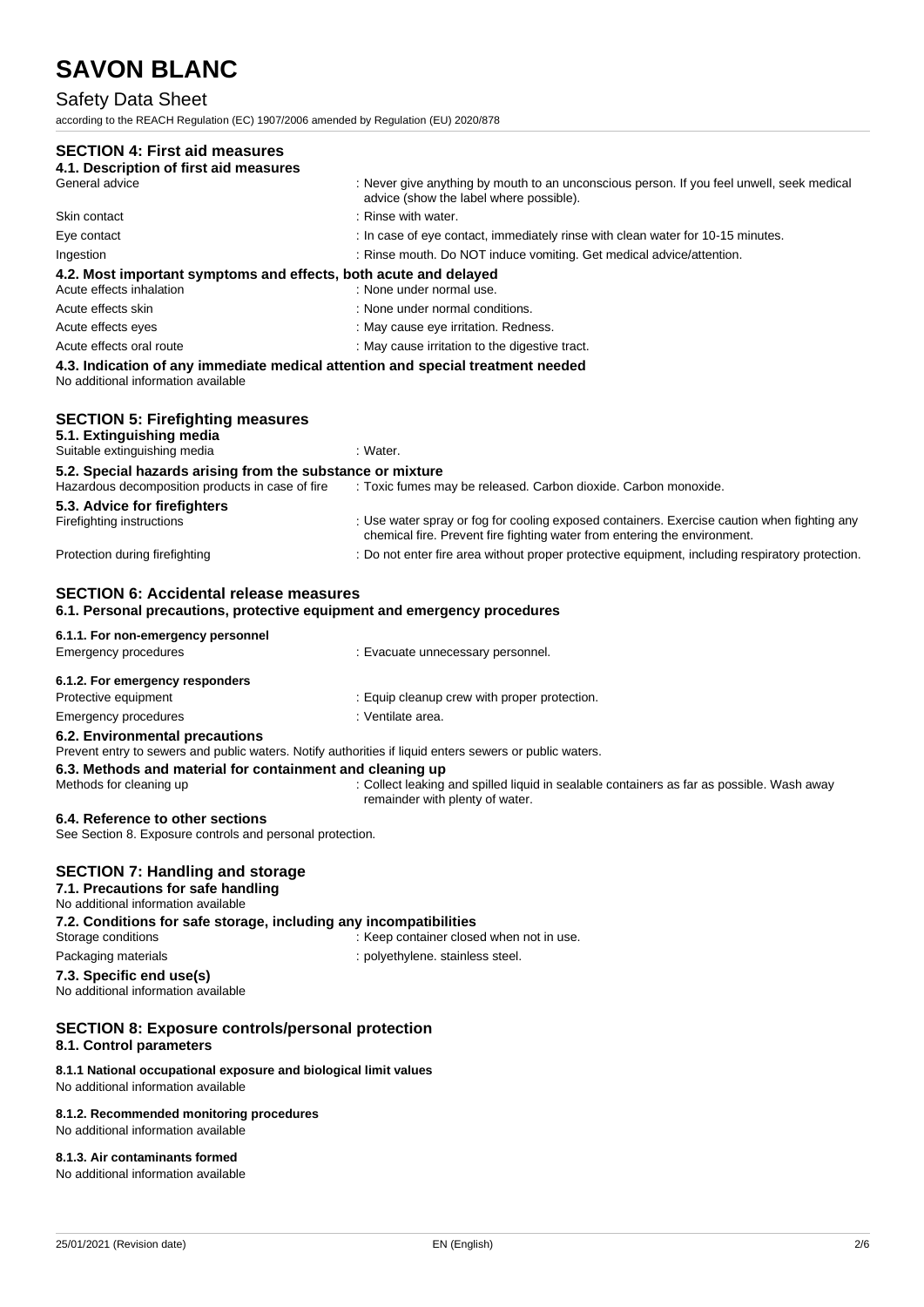# SAVON BLANC

## Safety Data Sheet

according to the REACH Regulation (EC) 1907/2006 amended by Regulation (EU) 2020/878

## SECTION 4: First aid measures

### 4.1. Description of first aid measures

| | |
|---|---|
| General advice | : Never give anything by mouth to an unconscious person. If you feel unwell, seek medical advice (show the label where possible). |
| Skin contact | : Rinse with water. |
| Eye contact | : In case of eye contact, immediately rinse with clean water for 10-15 minutes. |
| Ingestion | : Rinse mouth. Do NOT induce vomiting. Get medical advice/attention. |

### 4.2. Most important symptoms and effects, both acute and delayed

| | |
|---|---|
| Acute effects inhalation | : None under normal use. |
| Acute effects skin | : None under normal conditions. |
| Acute effects eyes | : May cause eye irritation. Redness. |
| Acute effects oral route | : May cause irritation to the digestive tract. |

### 4.3. Indication of any immediate medical attention and special treatment needed

No additional information available

## SECTION 5: Firefighting measures

### 5.1. Extinguishing media

| | |
|---|---|
| Suitable extinguishing media | : Water. |

### 5.2. Special hazards arising from the substance or mixture

| | |
|---|---|
| Hazardous decomposition products in case of fire | : Toxic fumes may be released. Carbon dioxide. Carbon monoxide. |

### 5.3. Advice for firefighters

| | |
|---|---|
| Firefighting instructions | : Use water spray or fog for cooling exposed containers. Exercise caution when fighting any chemical fire. Prevent fire fighting water from entering the environment. |
| Protection during firefighting | : Do not enter fire area without proper protective equipment, including respiratory protection. |

## SECTION 6: Accidental release measures

### 6.1. Personal precautions, protective equipment and emergency procedures

#### 6.1.1. For non-emergency personnel

| | |
|---|---|
| Emergency procedures | : Evacuate unnecessary personnel. |

#### 6.1.2. For emergency responders

| | |
|---|---|
| Protective equipment | : Equip cleanup crew with proper protection. |
| Emergency procedures | : Ventilate area. |

### 6.2. Environmental precautions

Prevent entry to sewers and public waters. Notify authorities if liquid enters sewers or public waters.

### 6.3. Methods and material for containment and cleaning up

| | |
|---|---|
| Methods for cleaning up | : Collect leaking and spilled liquid in sealable containers as far as possible. Wash away remainder with plenty of water. |

### 6.4. Reference to other sections

See Section 8. Exposure controls and personal protection.

## SECTION 7: Handling and storage

### 7.1. Precautions for safe handling

No additional information available

### 7.2. Conditions for safe storage, including any incompatibilities

| | |
|---|---|
| Storage conditions | : Keep container closed when not in use. |
| Packaging materials | : polyethylene. stainless steel. |

### 7.3. Specific end use(s)

No additional information available

## SECTION 8: Exposure controls/personal protection

### 8.1. Control parameters

#### 8.1.1 National occupational exposure and biological limit values

No additional information available

#### 8.1.2. Recommended monitoring procedures

No additional information available

#### 8.1.3. Air contaminants formed

No additional information available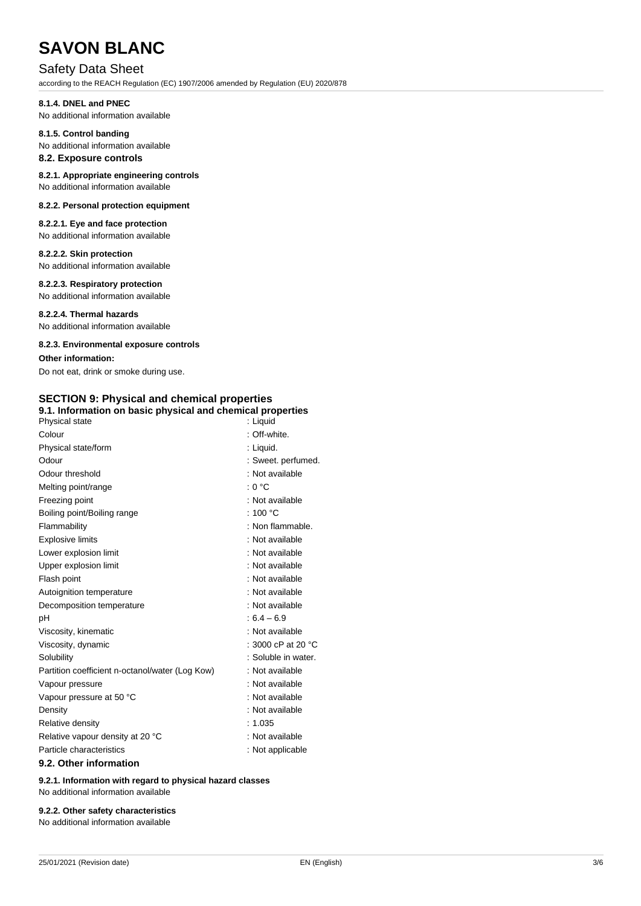#### 8.1.4. DNEL and PNEC

No additional information available

#### 8.1.5. Control banding

No additional information available

### 8.2. Exposure controls

#### 8.2.1. Appropriate engineering controls

No additional information available

#### 8.2.2. Personal protection equipment

#### 8.2.2.1. Eye and face protection

No additional information available

#### 8.2.2.2. Skin protection

No additional information available

#### 8.2.2.3. Respiratory protection

No additional information available

#### 8.2.2.4. Thermal hazards

No additional information available

#### 8.2.3. Environmental exposure controls

**Other information:**

Do not eat, drink or smoke during use.

## SECTION 9: Physical and chemical properties

### 9.1. Information on basic physical and chemical properties

| Property | Value |
|---|---|
| Physical state | : Liquid |
| Colour | : Off-white. |
| Physical state/form | : Liquid. |
| Odour | : Sweet. perfumed. |
| Odour threshold | : Not available |
| Melting point/range | : 0 °C |
| Freezing point | : Not available |
| Boiling point/Boiling range | : 100 °C |
| Flammability | : Non flammable. |
| Explosive limits | : Not available |
| Lower explosion limit | : Not available |
| Upper explosion limit | : Not available |
| Flash point | : Not available |
| Autoignition temperature | : Not available |
| Decomposition temperature | : Not available |
| pH | : 6.4 – 6.9 |
| Viscosity, kinematic | : Not available |
| Viscosity, dynamic | : 3000 cP at 20 °C |
| Solubility | : Soluble in water. |
| Partition coefficient n-octanol/water (Log Kow) | : Not available |
| Vapour pressure | : Not available |
| Vapour pressure at 50 °C | : Not available |
| Density | : Not available |
| Relative density | : 1.035 |
| Relative vapour density at 20 °C | : Not available |
| Particle characteristics | : Not applicable |

### 9.2. Other information

#### 9.2.1. Information with regard to physical hazard classes

No additional information available

#### 9.2.2. Other safety characteristics

No additional information available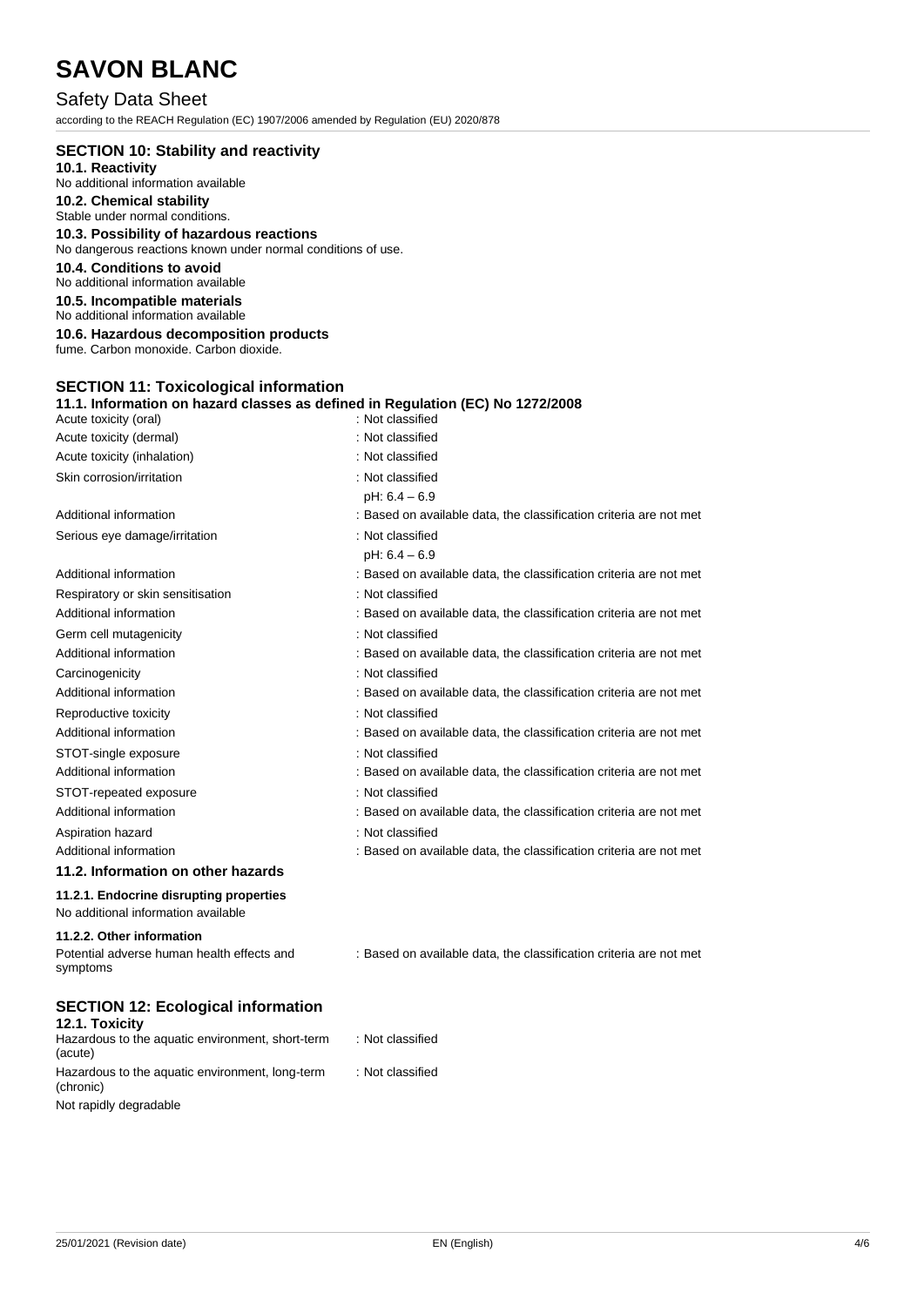## SECTION 10: Stability and reactivity

### 10.1. Reactivity

No additional information available

### 10.2. Chemical stability

Stable under normal conditions.

### 10.3. Possibility of hazardous reactions

No dangerous reactions known under normal conditions of use.

### 10.4. Conditions to avoid

No additional information available

### 10.5. Incompatible materials

No additional information available

### 10.6. Hazardous decomposition products

fume. Carbon monoxide. Carbon dioxide.

## SECTION 11: Toxicological information

### 11.1. Information on hazard classes as defined in Regulation (EC) No 1272/2008

| | |
|---|---|
| Acute toxicity (oral) | : Not classified |
| Acute toxicity (dermal) | : Not classified |
| Acute toxicity (inhalation) | : Not classified |
| Skin corrosion/irritation | : Not classified<br>pH: 6.4 – 6.9 |
| Additional information | : Based on available data, the classification criteria are not met |
| Serious eye damage/irritation | : Not classified<br>pH: 6.4 – 6.9 |
| Additional information | : Based on available data, the classification criteria are not met |
| Respiratory or skin sensitisation | : Not classified |
| Additional information | : Based on available data, the classification criteria are not met |
| Germ cell mutagenicity | : Not classified |
| Additional information | : Based on available data, the classification criteria are not met |
| Carcinogenicity | : Not classified |
| Additional information | : Based on available data, the classification criteria are not met |
| Reproductive toxicity | : Not classified |
| Additional information | : Based on available data, the classification criteria are not met |
| STOT-single exposure | : Not classified |
| Additional information | : Based on available data, the classification criteria are not met |
| STOT-repeated exposure | : Not classified |
| Additional information | : Based on available data, the classification criteria are not met |
| Aspiration hazard | : Not classified |
| Additional information | : Based on available data, the classification criteria are not met |

### 11.2. Information on other hazards

#### 11.2.1. Endocrine disrupting properties

No additional information available

#### 11.2.2. Other information

| | |
|---|---|
| Potential adverse human health effects and symptoms | : Based on available data, the classification criteria are not met |

## SECTION 12: Ecological information

### 12.1. Toxicity

| | |
|---|---|
| Hazardous to the aquatic environment, short-term (acute) | : Not classified |
| Hazardous to the aquatic environment, long-term (chronic) | : Not classified |

Not rapidly degradable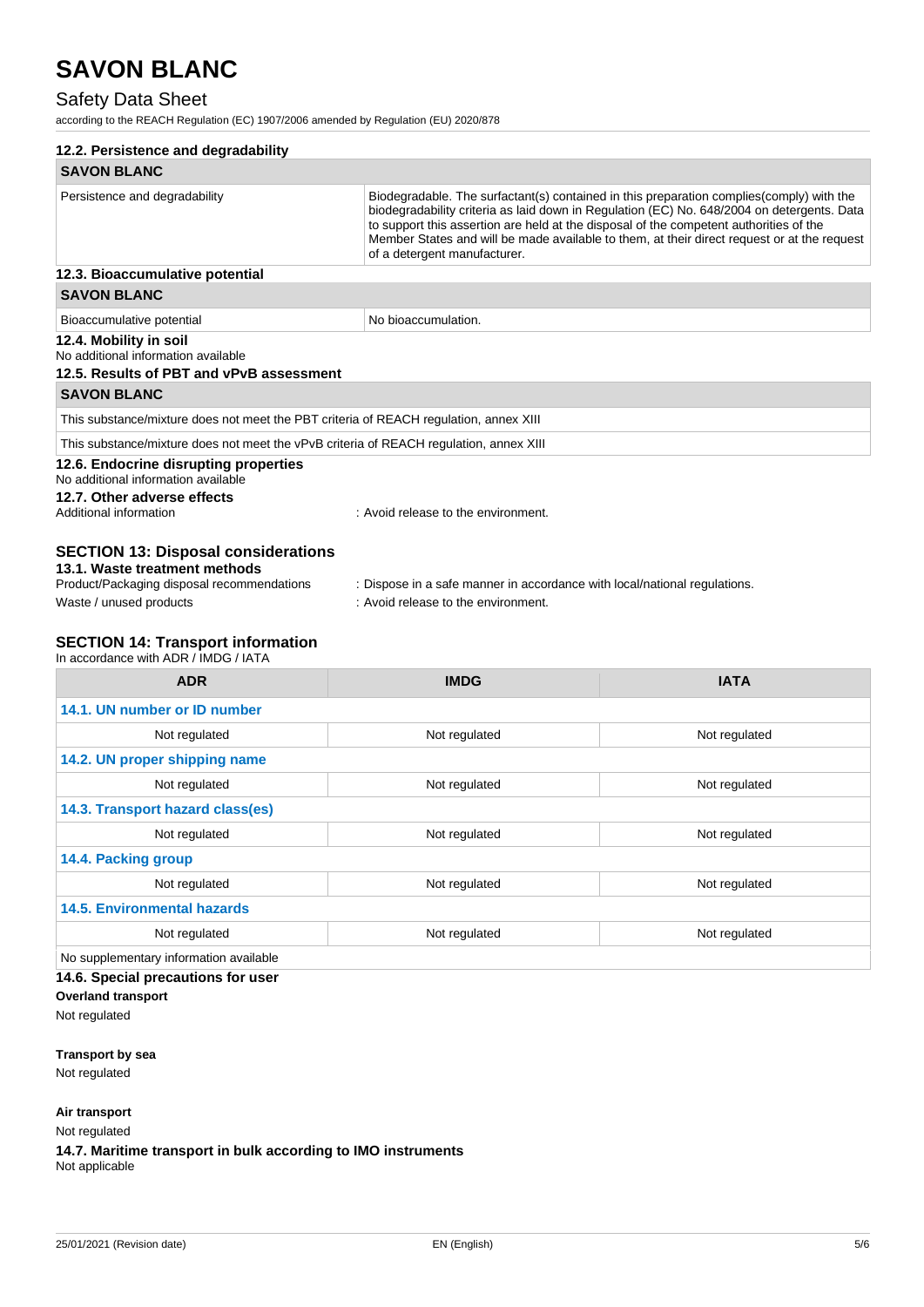### 12.2. Persistence and degradability

| SAVON BLANC | |
|---|---|
| Persistence and degradability | Biodegradable. The surfactant(s) contained in this preparation complies(comply) with the biodegradability criteria as laid down in Regulation (EC) No. 648/2004 on detergents. Data to support this assertion are held at the disposal of the competent authorities of the Member States and will be made available to them, at their direct request or at the request of a detergent manufacturer. |

### 12.3. Bioaccumulative potential

| SAVON BLANC | |
|---|---|
| Bioaccumulative potential | No bioaccumulation. |

### 12.4. Mobility in soil

No additional information available

### 12.5. Results of PBT and vPvB assessment

| SAVON BLANC |
|---|
| This substance/mixture does not meet the PBT criteria of REACH regulation, annex XIII |
| This substance/mixture does not meet the vPvB criteria of REACH regulation, annex XIII |

### 12.6. Endocrine disrupting properties

No additional information available

### 12.7. Other adverse effects

Additional information : Avoid release to the environment.

## SECTION 13: Disposal considerations

### 13.1. Waste treatment methods

Product/Packaging disposal recommendations : Dispose in a safe manner in accordance with local/national regulations.

Waste / unused products : Avoid release to the environment.

## SECTION 14: Transport information

In accordance with ADR / IMDG / IATA

| ADR | IMDG | IATA |
|---|---|---|
| **14.1. UN number or ID number** | | |
| Not regulated | Not regulated | Not regulated |
| **14.2. UN proper shipping name** | | |
| Not regulated | Not regulated | Not regulated |
| **14.3. Transport hazard class(es)** | | |
| Not regulated | Not regulated | Not regulated |
| **14.4. Packing group** | | |
| Not regulated | Not regulated | Not regulated |
| **14.5. Environmental hazards** | | |
| Not regulated | Not regulated | Not regulated |
| No supplementary information available | | |

### 14.6. Special precautions for user

**Overland transport**

Not regulated

**Transport by sea**

Not regulated

**Air transport**

Not regulated

### 14.7. Maritime transport in bulk according to IMO instruments

Not applicable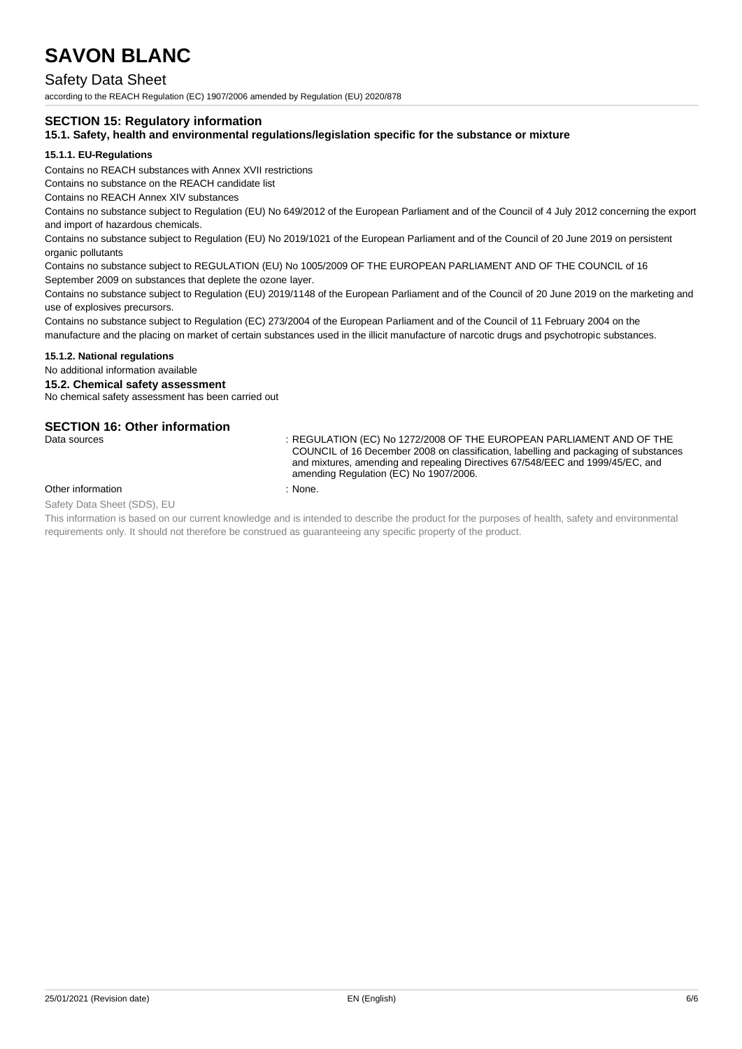## SECTION 15: Regulatory information

### 15.1. Safety, health and environmental regulations/legislation specific for the substance or mixture

#### 15.1.1. EU-Regulations

Contains no REACH substances with Annex XVII restrictions

Contains no substance on the REACH candidate list

Contains no REACH Annex XIV substances

Contains no substance subject to Regulation (EU) No 649/2012 of the European Parliament and of the Council of 4 July 2012 concerning the export and import of hazardous chemicals.

Contains no substance subject to Regulation (EU) No 2019/1021 of the European Parliament and of the Council of 20 June 2019 on persistent organic pollutants

Contains no substance subject to REGULATION (EU) No 1005/2009 OF THE EUROPEAN PARLIAMENT AND OF THE COUNCIL of 16 September 2009 on substances that deplete the ozone layer.

Contains no substance subject to Regulation (EU) 2019/1148 of the European Parliament and of the Council of 20 June 2019 on the marketing and use of explosives precursors.

Contains no substance subject to Regulation (EC) 273/2004 of the European Parliament and of the Council of 11 February 2004 on the manufacture and the placing on market of certain substances used in the illicit manufacture of narcotic drugs and psychotropic substances.

#### 15.1.2. National regulations

No additional information available

### 15.2. Chemical safety assessment

No chemical safety assessment has been carried out

## SECTION 16: Other information

| | |
|---|---|
| Data sources | : REGULATION (EC) No 1272/2008 OF THE EUROPEAN PARLIAMENT AND OF THE COUNCIL of 16 December 2008 on classification, labelling and packaging of substances and mixtures, amending and repealing Directives 67/548/EEC and 1999/45/EC, and amending Regulation (EC) No 1907/2006. |
| Other information | : None. |

Safety Data Sheet (SDS), EU

This information is based on our current knowledge and is intended to describe the product for the purposes of health, safety and environmental requirements only. It should not therefore be construed as guaranteeing any specific property of the product.